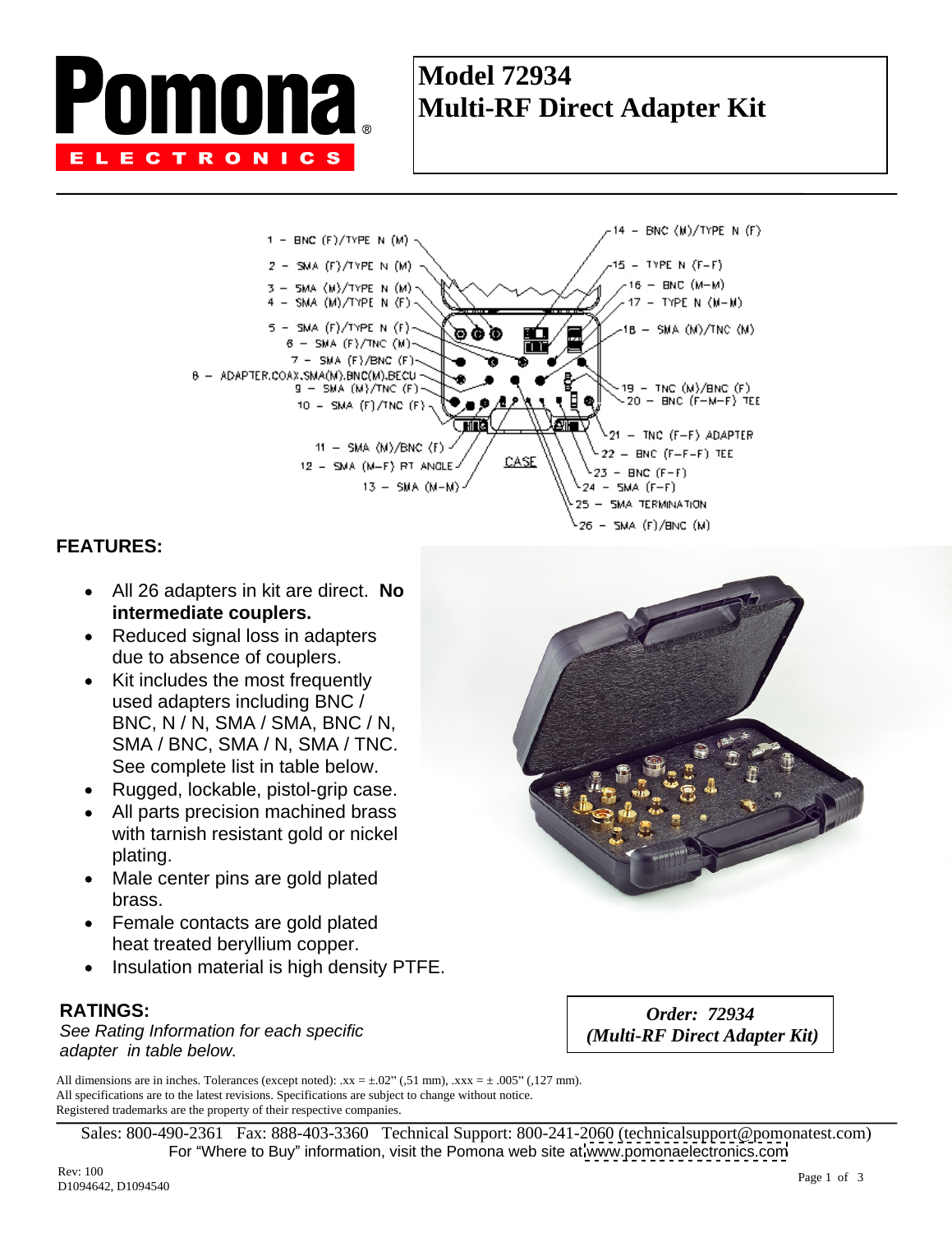# Model 72934
# Multi-RF Direct Adapter Kit

1 – BNC (F)/TYPE N (M)
2 – SMA (F)/TYPE N (M)
3 – SMA (M)/TYPE N (M)
4 – SMA (M)/TYPE N (F)
5 – SMA (F)/TYPE N (F)
6 – SMA (F)/TNC (M)
7 – SMA (F)/BNC (F)
8 – ADAPTER,COAX,SMA(M),BNC(M),BECU
9 – SMA (M)/TNC (F)
10 – SMA (F)/TNC (F)
11 – SMA (M)/BNC (F)
12 – SMA (M–F) RT ANGLE
13 – SMA (M–M)
14 – BNC (M)/TYPE N (F)
15 – TYPE N (F–F)
16 – BNC (M–M)
17 – TYPE N (M–M)
18 – SMA (M)/TNC (M)
19 – TNC (M)/BNC (F)
20 – BNC (F–M–F) TEE
21 – TNC (F–F) ADAPTER
22 – BNC (F–F–F) TEE
23 – BNC (F–F)
24 – SMA (F–F)
25 – SMA TERMINATION
26 – SMA (F)/BNC (M)
CASE

## FEATURES:

- All 26 adapters in kit are direct. **No intermediate couplers.**
- Reduced signal loss in adapters due to absence of couplers.
- Kit includes the most frequently used adapters including BNC / BNC, N / N, SMA / SMA, BNC / N, SMA / BNC, SMA / N, SMA / TNC. See complete list in table below.
- Rugged, lockable, pistol-grip case.
- All parts precision machined brass with tarnish resistant gold or nickel plating.
- Male center pins are gold plated brass.
- Female contacts are gold plated heat treated beryllium copper.
- Insulation material is high density PTFE.

## RATINGS:

*See Rating Information for each specific adapter in table below.*

***Order: 72934***
***(Multi-RF Direct Adapter Kit)***

All dimensions are in inches. Tolerances (except noted): .xx = ±.02" (,51 mm), .xxx = ± .005" (,127 mm).
All specifications are to the latest revisions. Specifications are subject to change without notice.
Registered trademarks are the property of their respective companies.

Sales: 800-490-2361 Fax: 888-403-3360 Technical Support: 800-241-2060 (technicalsupport@pomonatest.com)
For "Where to Buy" information, visit the Pomona web site at www.pomonaelectronics.com

Rev: 100
D1094642, D1094540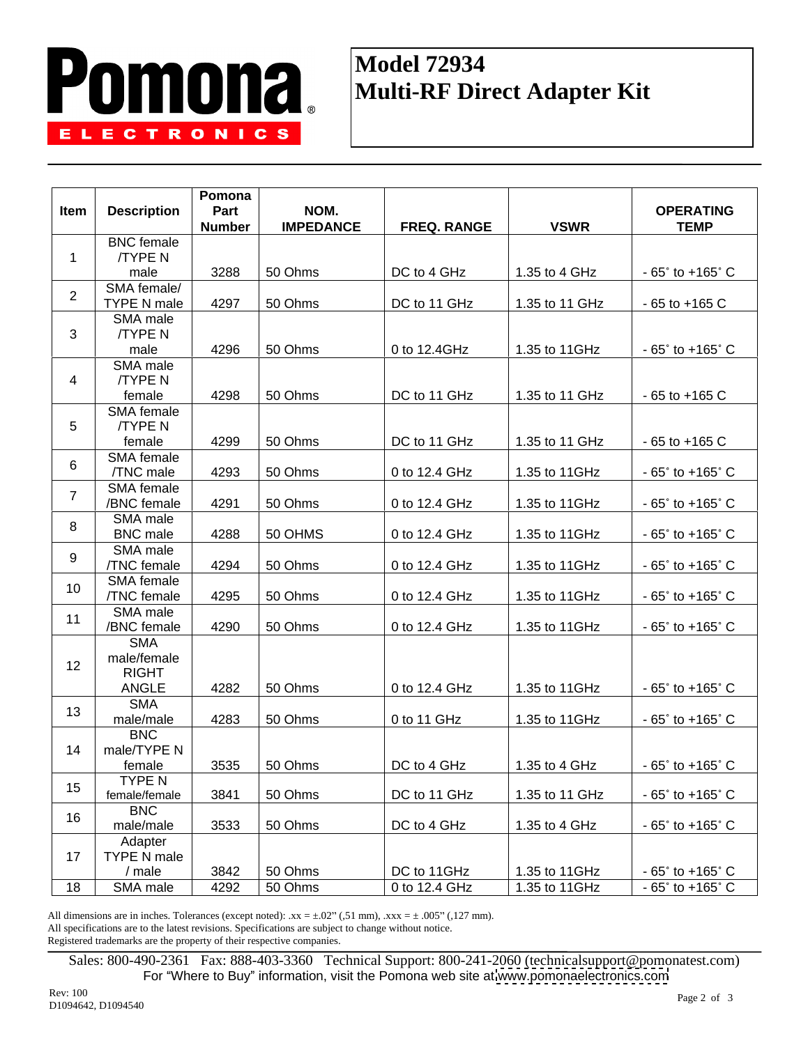# Model 72934
# Multi-RF Direct Adapter Kit

| Item | Description | Pomona Part Number | NOM. IMPEDANCE | FREQ. RANGE | VSWR | OPERATING TEMP |
|---|---|---|---|---|---|---|
| 1 | BNC female /TYPE N male | 3288 | 50 Ohms | DC to 4 GHz | 1.35 to 4 GHz | - 65˚ to +165˚ C |
| 2 | SMA female/ TYPE N male | 4297 | 50 Ohms | DC to 11 GHz | 1.35 to 11 GHz | - 65 to +165 C |
| 3 | SMA male /TYPE N male | 4296 | 50 Ohms | 0 to 12.4GHz | 1.35 to 11GHz | - 65˚ to +165˚ C |
| 4 | SMA male /TYPE N female | 4298 | 50 Ohms | DC to 11 GHz | 1.35 to 11 GHz | - 65 to +165 C |
| 5 | SMA female /TYPE N female | 4299 | 50 Ohms | DC to 11 GHz | 1.35 to 11 GHz | - 65 to +165 C |
| 6 | SMA female /TNC male | 4293 | 50 Ohms | 0 to 12.4 GHz | 1.35 to 11GHz | - 65˚ to +165˚ C |
| 7 | SMA female /BNC female | 4291 | 50 Ohms | 0 to 12.4 GHz | 1.35 to 11GHz | - 65˚ to +165˚ C |
| 8 | SMA male BNC male | 4288 | 50 OHMS | 0 to 12.4 GHz | 1.35 to 11GHz | - 65˚ to +165˚ C |
| 9 | SMA male /TNC female | 4294 | 50 Ohms | 0 to 12.4 GHz | 1.35 to 11GHz | - 65˚ to +165˚ C |
| 10 | SMA female /TNC female | 4295 | 50 Ohms | 0 to 12.4 GHz | 1.35 to 11GHz | - 65˚ to +165˚ C |
| 11 | SMA male /BNC female | 4290 | 50 Ohms | 0 to 12.4 GHz | 1.35 to 11GHz | - 65˚ to +165˚ C |
| 12 | SMA male/female RIGHT ANGLE | 4282 | 50 Ohms | 0 to 12.4 GHz | 1.35 to 11GHz | - 65˚ to +165˚ C |
| 13 | SMA male/male | 4283 | 50 Ohms | 0 to 11 GHz | 1.35 to 11GHz | - 65˚ to +165˚ C |
| 14 | BNC male/TYPE N female | 3535 | 50 Ohms | DC to 4 GHz | 1.35 to 4 GHz | - 65˚ to +165˚ C |
| 15 | TYPE N female/female | 3841 | 50 Ohms | DC to 11 GHz | 1.35 to 11 GHz | - 65˚ to +165˚ C |
| 16 | BNC male/male | 3533 | 50 Ohms | DC to 4 GHz | 1.35 to 4 GHz | - 65˚ to +165˚ C |
| 17 | Adapter TYPE N male / male | 3842 | 50 Ohms | DC to 11GHz | 1.35 to 11GHz | - 65˚ to +165˚ C |
| 18 | SMA male | 4292 | 50 Ohms | 0 to 12.4 GHz | 1.35 to 11GHz | - 65˚ to +165˚ C |

All dimensions are in inches. Tolerances (except noted): .xx = ±.02" (,51 mm), .xxx = ± .005" (,127 mm).
All specifications are to the latest revisions. Specifications are subject to change without notice.
Registered trademarks are the property of their respective companies.

Sales: 800-490-2361 Fax: 888-403-3360 Technical Support: 800-241-2060 (technicalsupport@pomonatest.com)
For "Where to Buy" information, visit the Pomona web site at www.pomonaelectronics.com

Rev: 100
D1094642, D1094540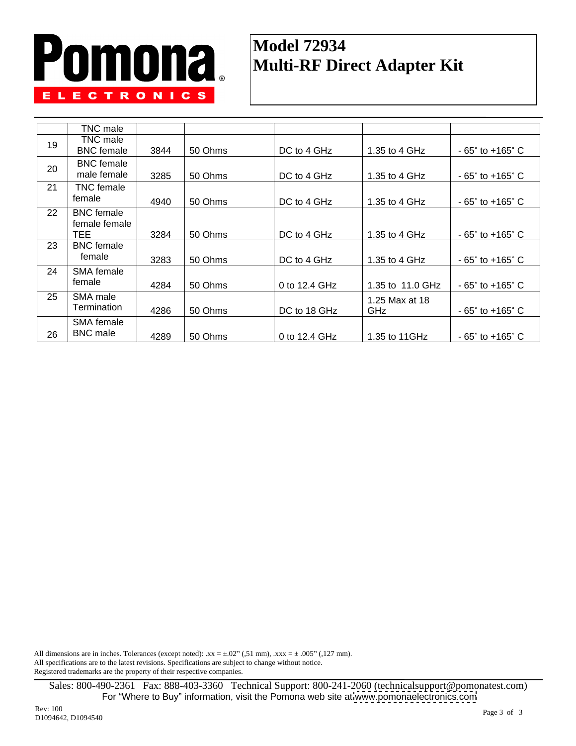# Model 72934
# Multi-RF Direct Adapter Kit

| | | | | | | |
|---|---|---|---|---|---|---|
| | TNC male | | | | | |
| 19 | TNC male BNC female | 3844 | 50 Ohms | DC to 4 GHz | 1.35 to 4 GHz | - 65˚ to +165˚ C |
| 20 | BNC female male female | 3285 | 50 Ohms | DC to 4 GHz | 1.35 to 4 GHz | - 65˚ to +165˚ C |
| 21 | TNC female female | 4940 | 50 Ohms | DC to 4 GHz | 1.35 to 4 GHz | - 65˚ to +165˚ C |
| 22 | BNC female female female TEE | 3284 | 50 Ohms | DC to 4 GHz | 1.35 to 4 GHz | - 65˚ to +165˚ C |
| 23 | BNC female female | 3283 | 50 Ohms | DC to 4 GHz | 1.35 to 4 GHz | - 65˚ to +165˚ C |
| 24 | SMA female female | 4284 | 50 Ohms | 0 to 12.4 GHz | 1.35 to 11.0 GHz | - 65˚ to +165˚ C |
| 25 | SMA male Termination | 4286 | 50 Ohms | DC to 18 GHz | 1.25 Max at 18 GHz | - 65˚ to +165˚ C |
| 26 | SMA female BNC male | 4289 | 50 Ohms | 0 to 12.4 GHz | 1.35 to 11GHz | - 65˚ to +165˚ C |

All dimensions are in inches. Tolerances (except noted): .xx = ±.02" (,51 mm), .xxx = ± .005" (,127 mm).
All specifications are to the latest revisions. Specifications are subject to change without notice.
Registered trademarks are the property of their respective companies.

Sales: 800-490-2361 Fax: 888-403-3360 Technical Support: 800-241-2060 (technicalsupport@pomonatest.com)
For "Where to Buy" information, visit the Pomona web site at www.pomonaelectronics.com

Rev: 100
D1094642, D1094540